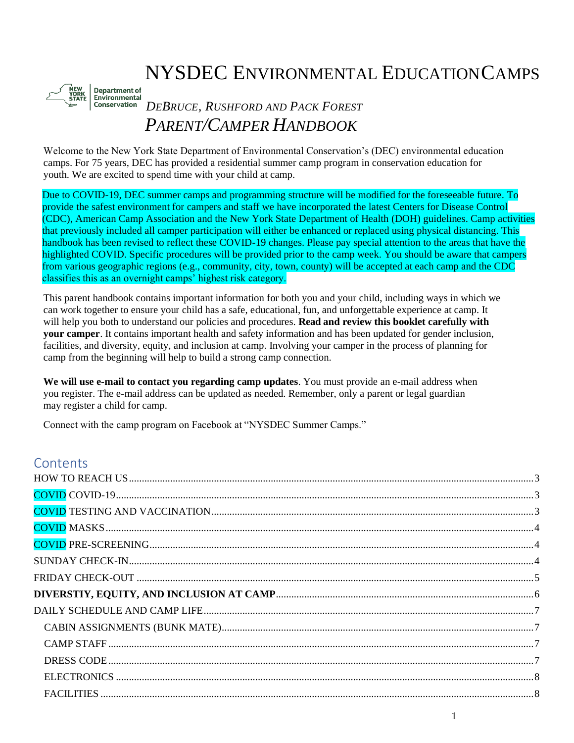# NYSDEC ENVIRONMENTAL EDUCATIONCAMPS

Department of Environmental Conservation

*DEBRUCE, RUSHFORD AND PACK FOREST*

## *PARENT/CAMPER HANDBOOK*

Welcome to the New York State Department of Environmental Conservation's (DEC) environmental education camps. For 75 years, DEC has provided a residential summer camp program in conservation education for youth. We are excited to spend time with your child at camp.

Due to COVID-19, DEC summer camps and programming structure will be modified for the foreseeable future. To provide the safest environment for campers and staff we have incorporated the latest Centers for Disease Control (CDC), American Camp Association and the New York State Department of Health (DOH) guidelines. Camp activities that previously included all camper participation will either be enhanced or replaced using physical distancing. This handbook has been revised to reflect these COVID-19 changes. Please pay special attention to the areas that have the highlighted COVID. Specific procedures will be provided prior to the camp week. You should be aware that campers from various geographic regions (e.g., community, city, town, county) will be accepted at each camp and the CDC classifies this as an overnight camps' highest risk category.

This parent handbook contains important information for both you and your child, including ways in which we can work together to ensure your child has a safe, educational, fun, and unforgettable experience at camp. It will help you both to understand our policies and procedures. **Read and review this booklet carefully with your camper**. It contains important health and safety information and has been updated for gender inclusion, facilities, and diversity, equity, and inclusion at camp. Involving your camper in the process of planning for camp from the beginning will help to build a strong camp connection.

**We will use e-mail to contact you regarding camp updates**. You must provide an e-mail address when you register. The e-mail address can be updated as needed. Remember, only a parent or legal guardian may register a child for camp.

Connect with the camp program on Facebook at "NYSDEC Summer Camps."

## Contents

HOW TO REACH US ..... 3
COVID COVID-19 ..... 3
COVID TESTING AND VACCINATION ..... 3
COVID MASKS ..... 4
COVID PRE-SCREENING ..... 4
SUNDAY CHECK-IN ..... 4
FRIDAY CHECK-OUT ..... 5
**DIVERSTIY, EQUITY, AND INCLUSION AT CAMP** ..... 6
DAILY SCHEDULE AND CAMP LIFE ..... 7
- CABIN ASSIGNMENTS (BUNK MATE) ..... 7
- CAMP STAFF ..... 7
- DRESS CODE ..... 7
- ELECTRONICS ..... 8
- FACILITIES ..... 8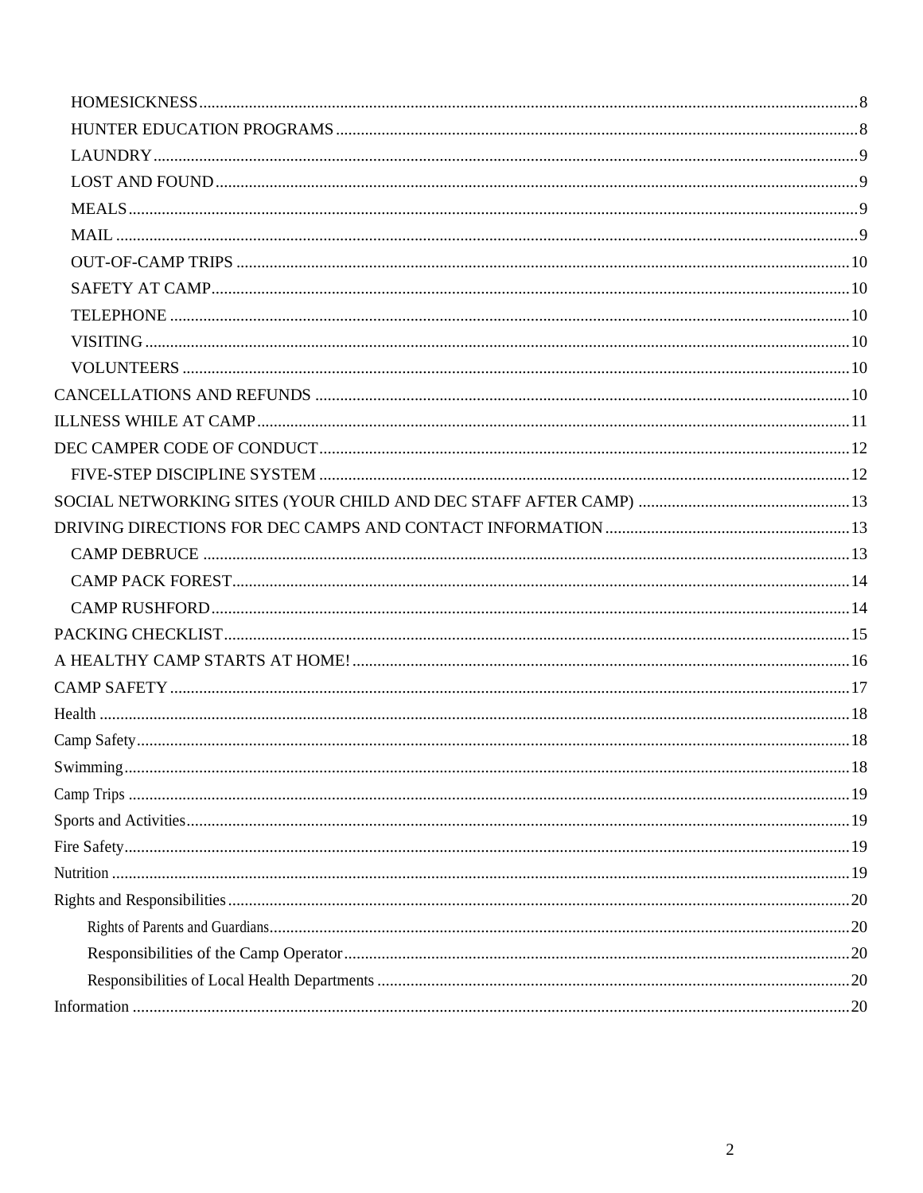- HOMESICKNESS ... 8
- HUNTER EDUCATION PROGRAMS ... 8
- LAUNDRY ... 9
- LOST AND FOUND ... 9
- MEALS ... 9
- MAIL ... 9
- OUT-OF-CAMP TRIPS ... 10
- SAFETY AT CAMP ... 10
- TELEPHONE ... 10
- VISITING ... 10
- VOLUNTEERS ... 10

CANCELLATIONS AND REFUNDS ... 10

ILLNESS WHILE AT CAMP ... 11

DEC CAMPER CODE OF CONDUCT ... 12

- FIVE-STEP DISCIPLINE SYSTEM ... 12

SOCIAL NETWORKING SITES (YOUR CHILD AND DEC STAFF AFTER CAMP) ... 13

DRIVING DIRECTIONS FOR DEC CAMPS AND CONTACT INFORMATION ... 13

- CAMP DEBRUCE ... 13
- CAMP PACK FOREST ... 14
- CAMP RUSHFORD ... 14

PACKING CHECKLIST ... 15

A HEALTHY CAMP STARTS AT HOME! ... 16

CAMP SAFETY ... 17

Health ... 18

Camp Safety ... 18

Swimming ... 18

Camp Trips ... 19

Sports and Activities ... 19

Fire Safety ... 19

Nutrition ... 19

Rights and Responsibilities ... 20

- Rights of Parents and Guardians ... 20
- Responsibilities of the Camp Operator ... 20
- Responsibilities of Local Health Departments ... 20

Information ... 20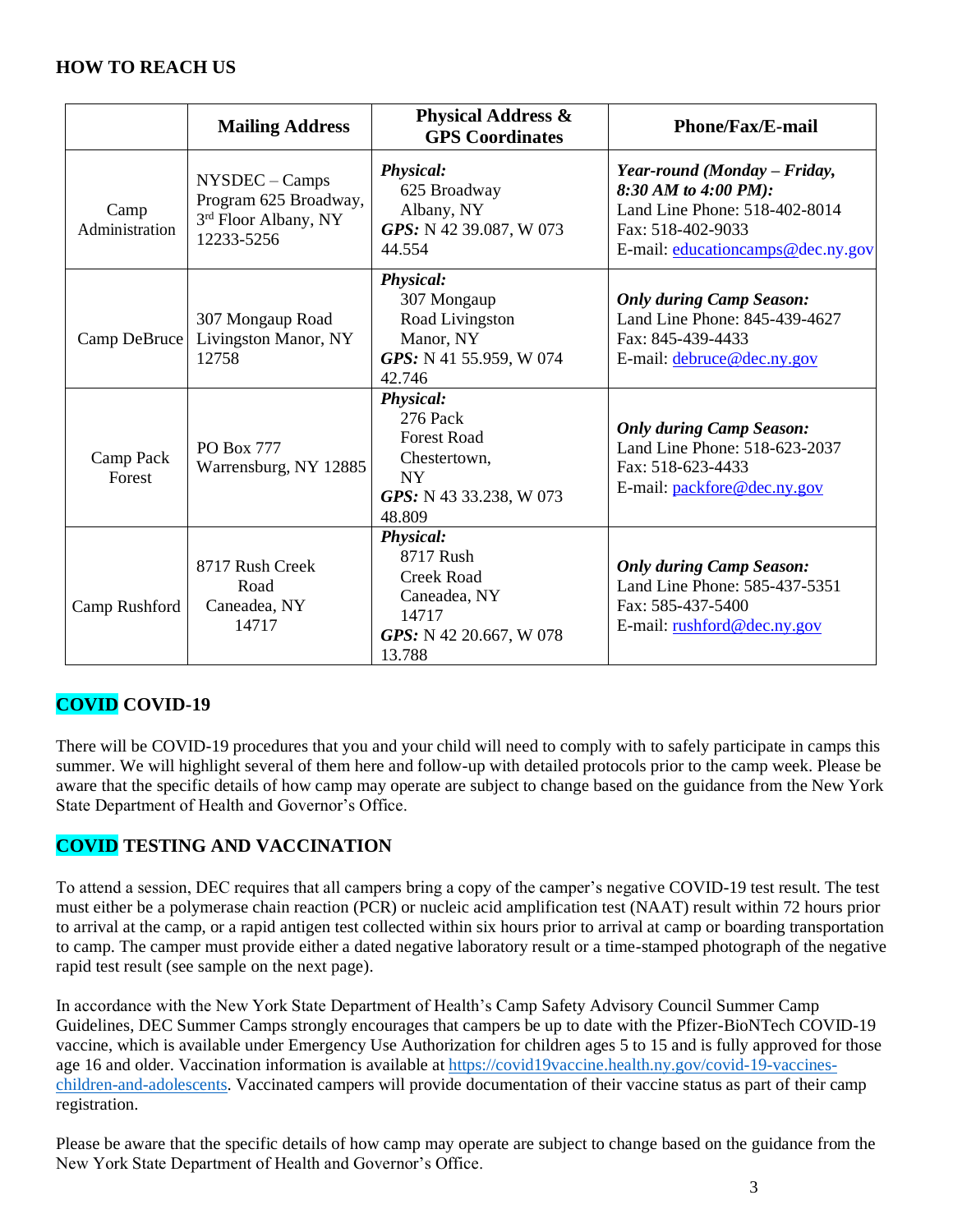## HOW TO REACH US

| | Mailing Address | Physical Address & GPS Coordinates | Phone/Fax/E-mail |
|---|---|---|---|
| Camp Administration | NYSDEC – Camps Program 625 Broadway, 3rd Floor Albany, NY 12233-5256 | ***Physical:*** 625 Broadway Albany, NY ***GPS:*** N 42 39.087, W 073 44.554 | ***Year-round (Monday – Friday, 8:30 AM to 4:00 PM):*** Land Line Phone: 518-402-8014 Fax: 518-402-9033 E-mail: educationcamps@dec.ny.gov |
| Camp DeBruce | 307 Mongaup Road Livingston Manor, NY 12758 | ***Physical:*** 307 Mongaup Road Livingston Manor, NY ***GPS:*** N 41 55.959, W 074 42.746 | ***Only during Camp Season:*** Land Line Phone: 845-439-4627 Fax: 845-439-4433 E-mail: debruce@dec.ny.gov |
| Camp Pack Forest | PO Box 777 Warrensburg, NY 12885 | ***Physical:*** 276 Pack Forest Road Chestertown, NY ***GPS:*** N 43 33.238, W 073 48.809 | ***Only during Camp Season:*** Land Line Phone: 518-623-2037 Fax: 518-623-4433 E-mail: packfore@dec.ny.gov |
| Camp Rushford | 8717 Rush Creek Road Caneadea, NY 14717 | ***Physical:*** 8717 Rush Creek Road Caneadea, NY 14717 ***GPS:*** N 42 20.667, W 078 13.788 | ***Only during Camp Season:*** Land Line Phone: 585-437-5351 Fax: 585-437-5400 E-mail: rushford@dec.ny.gov |

## COVID COVID-19

There will be COVID-19 procedures that you and your child will need to comply with to safely participate in camps this summer. We will highlight several of them here and follow-up with detailed protocols prior to the camp week. Please be aware that the specific details of how camp may operate are subject to change based on the guidance from the New York State Department of Health and Governor's Office.

## COVID TESTING AND VACCINATION

To attend a session, DEC requires that all campers bring a copy of the camper's negative COVID-19 test result. The test must either be a polymerase chain reaction (PCR) or nucleic acid amplification test (NAAT) result within 72 hours prior to arrival at the camp, or a rapid antigen test collected within six hours prior to arrival at camp or boarding transportation to camp. The camper must provide either a dated negative laboratory result or a time-stamped photograph of the negative rapid test result (see sample on the next page).

In accordance with the New York State Department of Health's Camp Safety Advisory Council Summer Camp Guidelines, DEC Summer Camps strongly encourages that campers be up to date with the Pfizer-BioNTech COVID-19 vaccine, which is available under Emergency Use Authorization for children ages 5 to 15 and is fully approved for those age 16 and older. Vaccination information is available at https://covid19vaccine.health.ny.gov/covid-19-vaccines-children-and-adolescents. Vaccinated campers will provide documentation of their vaccine status as part of their camp registration.

Please be aware that the specific details of how camp may operate are subject to change based on the guidance from the New York State Department of Health and Governor's Office.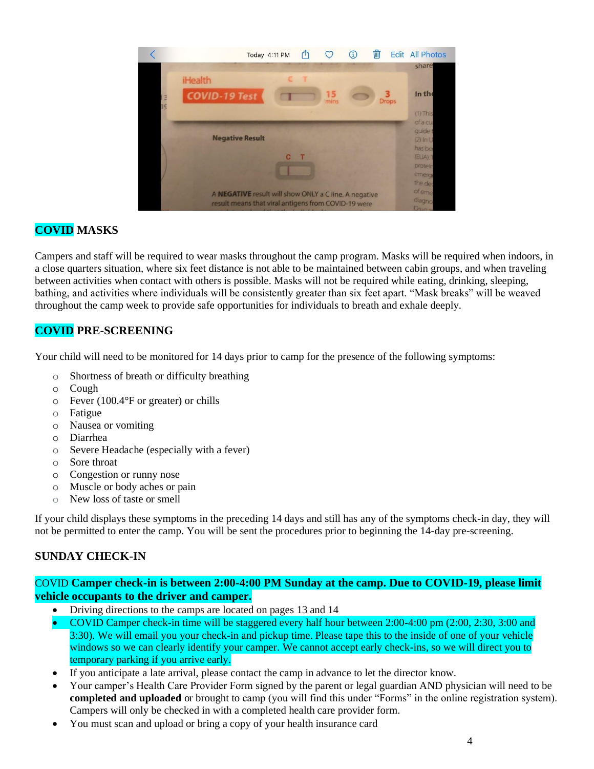## COVID MASKS

Campers and staff will be required to wear masks throughout the camp program. Masks will be required when indoors, in a close quarters situation, where six feet distance is not able to be maintained between cabin groups, and when traveling between activities when contact with others is possible. Masks will not be required while eating, drinking, sleeping, bathing, and activities where individuals will be consistently greater than six feet apart. "Mask breaks" will be weaved throughout the camp week to provide safe opportunities for individuals to breath and exhale deeply.

## COVID PRE-SCREENING

Your child will need to be monitored for 14 days prior to camp for the presence of the following symptoms:

- Shortness of breath or difficulty breathing
- Cough
- Fever (100.4°F or greater) or chills
- Fatigue
- Nausea or vomiting
- Diarrhea
- Severe Headache (especially with a fever)
- Sore throat
- Congestion or runny nose
- Muscle or body aches or pain
- New loss of taste or smell

If your child displays these symptoms in the preceding 14 days and still has any of the symptoms check-in day, they will not be permitted to enter the camp. You will be sent the procedures prior to beginning the 14-day pre-screening.

## SUNDAY CHECK-IN

COVID **Camper check-in is between 2:00-4:00 PM Sunday at the camp. Due to COVID-19, please limit vehicle occupants to the driver and camper.**

- Driving directions to the camps are located on pages 13 and 14
- COVID Camper check-in time will be staggered every half hour between 2:00-4:00 pm (2:00, 2:30, 3:00 and 3:30). We will email you your check-in and pickup time. Please tape this to the inside of one of your vehicle windows so we can clearly identify your camper. We cannot accept early check-ins, so we will direct you to temporary parking if you arrive early.
- If you anticipate a late arrival, please contact the camp in advance to let the director know.
- Your camper's Health Care Provider Form signed by the parent or legal guardian AND physician will need to be **completed and uploaded** or brought to camp (you will find this under "Forms" in the online registration system). Campers will only be checked in with a completed health care provider form.
- You must scan and upload or bring a copy of your health insurance card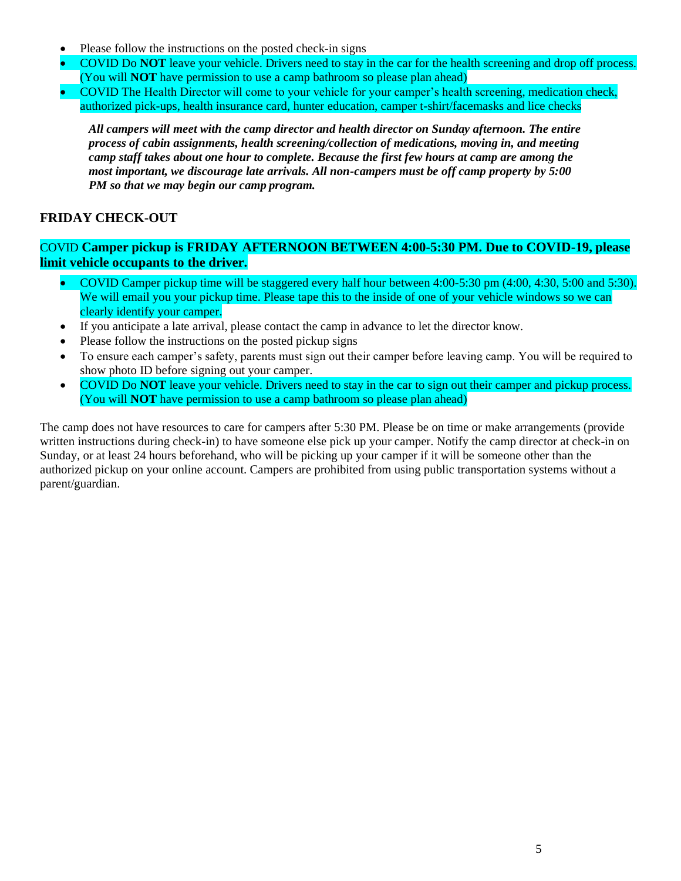- Please follow the instructions on the posted check-in signs
- COVID Do **NOT** leave your vehicle. Drivers need to stay in the car for the health screening and drop off process. (You will **NOT** have permission to use a camp bathroom so please plan ahead)
- COVID The Health Director will come to your vehicle for your camper's health screening, medication check, authorized pick-ups, health insurance card, hunter education, camper t-shirt/facemasks and lice checks

***All campers will meet with the camp director and health director on Sunday afternoon. The entire process of cabin assignments, health screening/collection of medications, moving in, and meeting camp staff takes about one hour to complete. Because the first few hours at camp are among the most important, we discourage late arrivals. All non-campers must be off camp property by 5:00 PM so that we may begin our camp program.***

### FRIDAY CHECK-OUT

COVID **Camper pickup is FRIDAY AFTERNOON BETWEEN 4:00-5:30 PM. Due to COVID-19, please limit vehicle occupants to the driver.**

- COVID Camper pickup time will be staggered every half hour between 4:00-5:30 pm (4:00, 4:30, 5:00 and 5:30). We will email you your pickup time. Please tape this to the inside of one of your vehicle windows so we can clearly identify your camper.
- If you anticipate a late arrival, please contact the camp in advance to let the director know.
- Please follow the instructions on the posted pickup signs
- To ensure each camper's safety, parents must sign out their camper before leaving camp. You will be required to show photo ID before signing out your camper.
- COVID Do **NOT** leave your vehicle. Drivers need to stay in the car to sign out their camper and pickup process. (You will **NOT** have permission to use a camp bathroom so please plan ahead)

The camp does not have resources to care for campers after 5:30 PM. Please be on time or make arrangements (provide written instructions during check-in) to have someone else pick up your camper. Notify the camp director at check-in on Sunday, or at least 24 hours beforehand, who will be picking up your camper if it will be someone other than the authorized pickup on your online account. Campers are prohibited from using public transportation systems without a parent/guardian.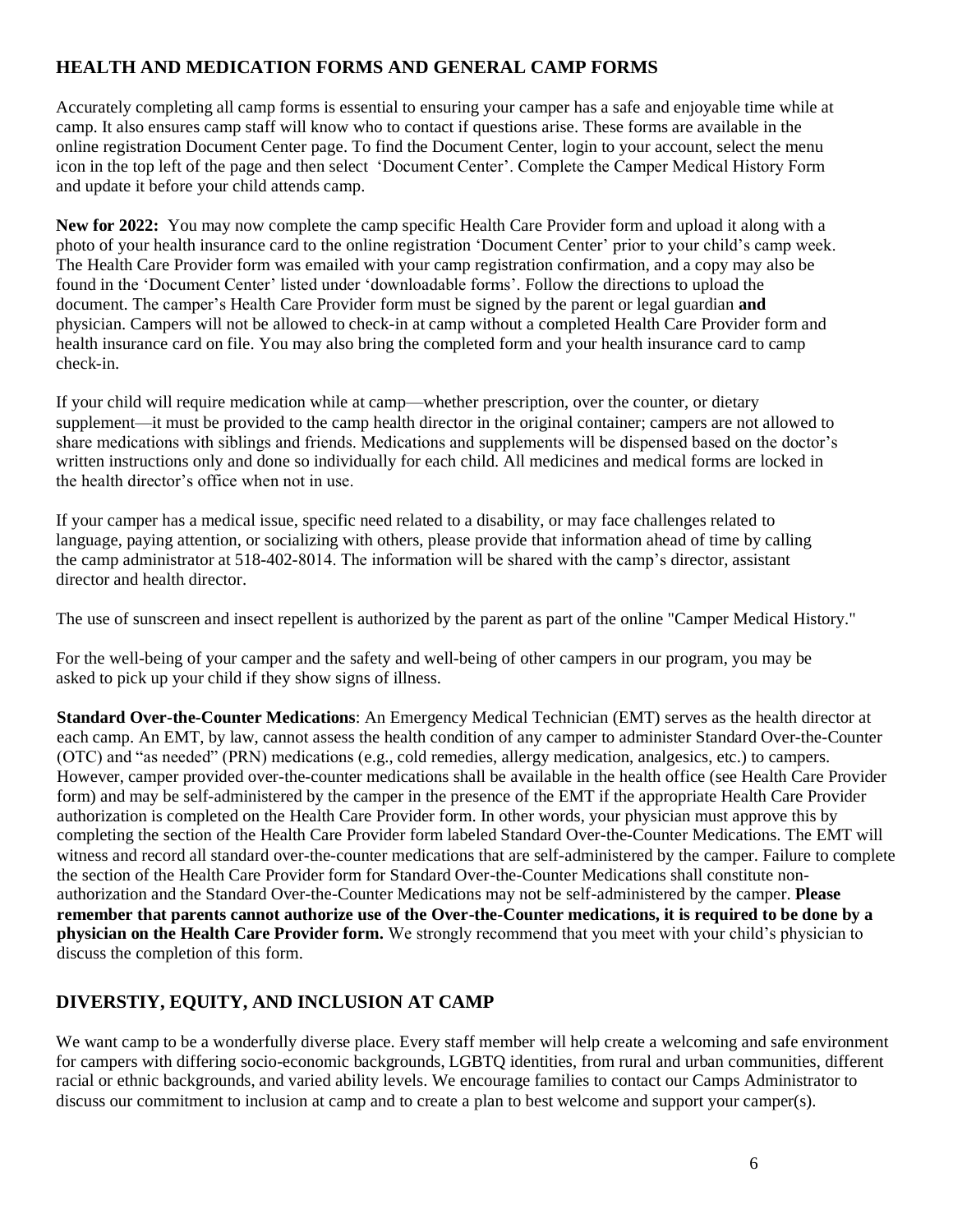## HEALTH AND MEDICATION FORMS AND GENERAL CAMP FORMS

Accurately completing all camp forms is essential to ensuring your camper has a safe and enjoyable time while at camp. It also ensures camp staff will know who to contact if questions arise. These forms are available in the online registration Document Center page. To find the Document Center, login to your account, select the menu icon in the top left of the page and then select 'Document Center'. Complete the Camper Medical History Form and update it before your child attends camp.

**New for 2022:** You may now complete the camp specific Health Care Provider form and upload it along with a photo of your health insurance card to the online registration 'Document Center' prior to your child's camp week. The Health Care Provider form was emailed with your camp registration confirmation, and a copy may also be found in the 'Document Center' listed under 'downloadable forms'. Follow the directions to upload the document. The camper's Health Care Provider form must be signed by the parent or legal guardian **and** physician. Campers will not be allowed to check-in at camp without a completed Health Care Provider form and health insurance card on file. You may also bring the completed form and your health insurance card to camp check-in.

If your child will require medication while at camp—whether prescription, over the counter, or dietary supplement—it must be provided to the camp health director in the original container; campers are not allowed to share medications with siblings and friends. Medications and supplements will be dispensed based on the doctor's written instructions only and done so individually for each child. All medicines and medical forms are locked in the health director's office when not in use.

If your camper has a medical issue, specific need related to a disability, or may face challenges related to language, paying attention, or socializing with others, please provide that information ahead of time by calling the camp administrator at 518-402-8014. The information will be shared with the camp's director, assistant director and health director.

The use of sunscreen and insect repellent is authorized by the parent as part of the online "Camper Medical History."

For the well-being of your camper and the safety and well-being of other campers in our program, you may be asked to pick up your child if they show signs of illness.

**Standard Over-the-Counter Medications**: An Emergency Medical Technician (EMT) serves as the health director at each camp. An EMT, by law, cannot assess the health condition of any camper to administer Standard Over-the-Counter (OTC) and "as needed" (PRN) medications (e.g., cold remedies, allergy medication, analgesics, etc.) to campers. However, camper provided over-the-counter medications shall be available in the health office (see Health Care Provider form) and may be self-administered by the camper in the presence of the EMT if the appropriate Health Care Provider authorization is completed on the Health Care Provider form. In other words, your physician must approve this by completing the section of the Health Care Provider form labeled Standard Over-the-Counter Medications. The EMT will witness and record all standard over-the-counter medications that are self-administered by the camper. Failure to complete the section of the Health Care Provider form for Standard Over-the-Counter Medications shall constitute non-authorization and the Standard Over-the-Counter Medications may not be self-administered by the camper. **Please remember that parents cannot authorize use of the Over-the-Counter medications, it is required to be done by a physician on the Health Care Provider form.** We strongly recommend that you meet with your child's physician to discuss the completion of this form.

## DIVERSTIY, EQUITY, AND INCLUSION AT CAMP

We want camp to be a wonderfully diverse place. Every staff member will help create a welcoming and safe environment for campers with differing socio-economic backgrounds, LGBTQ identities, from rural and urban communities, different racial or ethnic backgrounds, and varied ability levels. We encourage families to contact our Camps Administrator to discuss our commitment to inclusion at camp and to create a plan to best welcome and support your camper(s).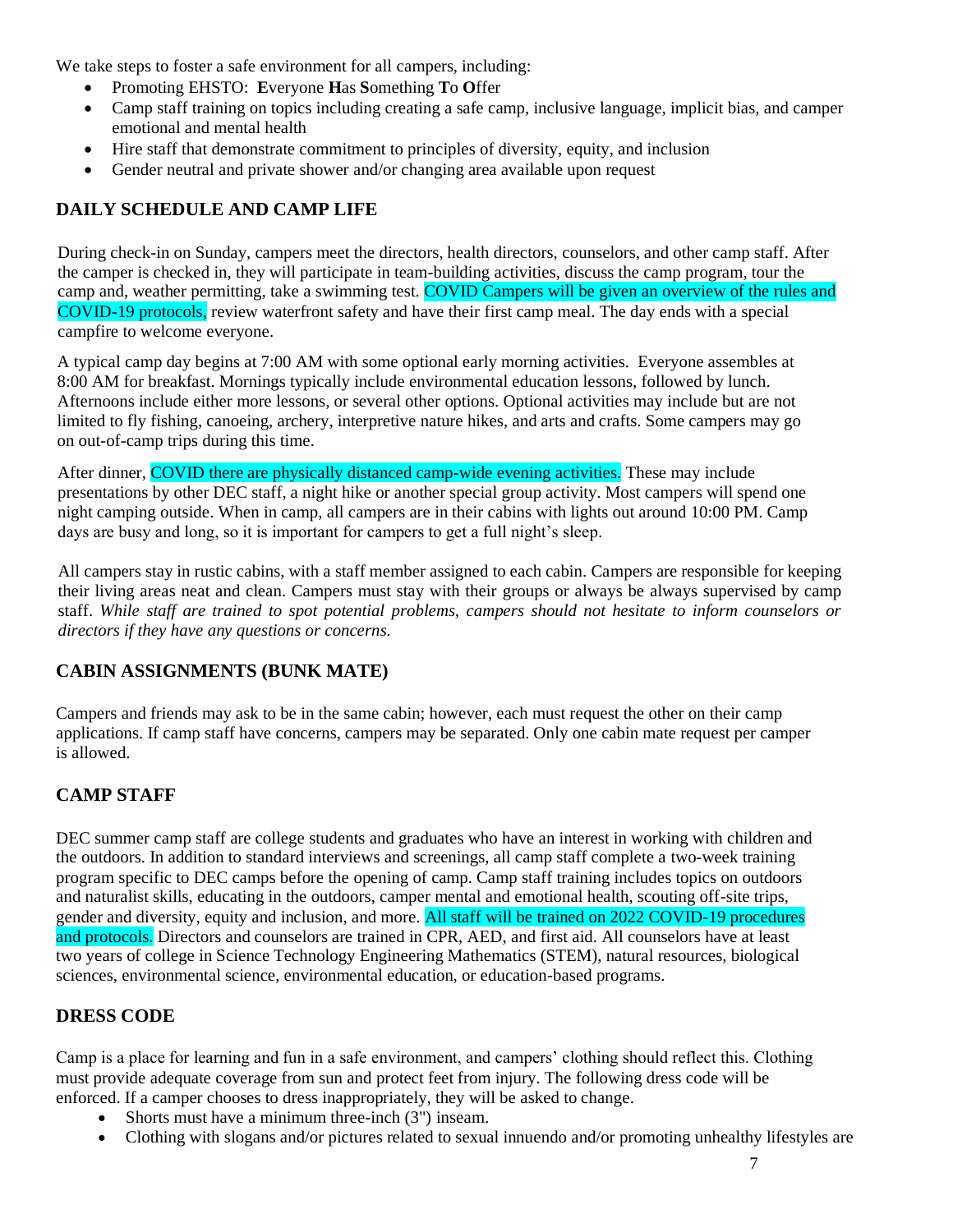We take steps to foster a safe environment for all campers, including:

- Promoting EHSTO: **E**veryone **H**as **S**omething **T**o **O**ffer
- Camp staff training on topics including creating a safe camp, inclusive language, implicit bias, and camper emotional and mental health
- Hire staff that demonstrate commitment to principles of diversity, equity, and inclusion
- Gender neutral and private shower and/or changing area available upon request

## DAILY SCHEDULE AND CAMP LIFE

During check-in on Sunday, campers meet the directors, health directors, counselors, and other camp staff. After the camper is checked in, they will participate in team-building activities, discuss the camp program, tour the camp and, weather permitting, take a swimming test. COVID Campers will be given an overview of the rules and COVID-19 protocols, review waterfront safety and have their first camp meal. The day ends with a special campfire to welcome everyone.

A typical camp day begins at 7:00 AM with some optional early morning activities. Everyone assembles at 8:00 AM for breakfast. Mornings typically include environmental education lessons, followed by lunch. Afternoons include either more lessons, or several other options. Optional activities may include but are not limited to fly fishing, canoeing, archery, interpretive nature hikes, and arts and crafts. Some campers may go on out-of-camp trips during this time.

After dinner, COVID there are physically distanced camp-wide evening activities. These may include presentations by other DEC staff, a night hike or another special group activity. Most campers will spend one night camping outside. When in camp, all campers are in their cabins with lights out around 10:00 PM. Camp days are busy and long, so it is important for campers to get a full night's sleep.

All campers stay in rustic cabins, with a staff member assigned to each cabin. Campers are responsible for keeping their living areas neat and clean. Campers must stay with their groups or always be always supervised by camp staff. *While staff are trained to spot potential problems, campers should not hesitate to inform counselors or directors if they have any questions or concerns.*

## CABIN ASSIGNMENTS (BUNK MATE)

Campers and friends may ask to be in the same cabin; however, each must request the other on their camp applications. If camp staff have concerns, campers may be separated. Only one cabin mate request per camper is allowed.

## CAMP STAFF

DEC summer camp staff are college students and graduates who have an interest in working with children and the outdoors. In addition to standard interviews and screenings, all camp staff complete a two-week training program specific to DEC camps before the opening of camp. Camp staff training includes topics on outdoors and naturalist skills, educating in the outdoors, camper mental and emotional health, scouting off-site trips, gender and diversity, equity and inclusion, and more. All staff will be trained on 2022 COVID-19 procedures and protocols. Directors and counselors are trained in CPR, AED, and first aid. All counselors have at least two years of college in Science Technology Engineering Mathematics (STEM), natural resources, biological sciences, environmental science, environmental education, or education-based programs.

## DRESS CODE

Camp is a place for learning and fun in a safe environment, and campers' clothing should reflect this. Clothing must provide adequate coverage from sun and protect feet from injury. The following dress code will be enforced. If a camper chooses to dress inappropriately, they will be asked to change.

- Shorts must have a minimum three-inch (3") inseam.
- Clothing with slogans and/or pictures related to sexual innuendo and/or promoting unhealthy lifestyles are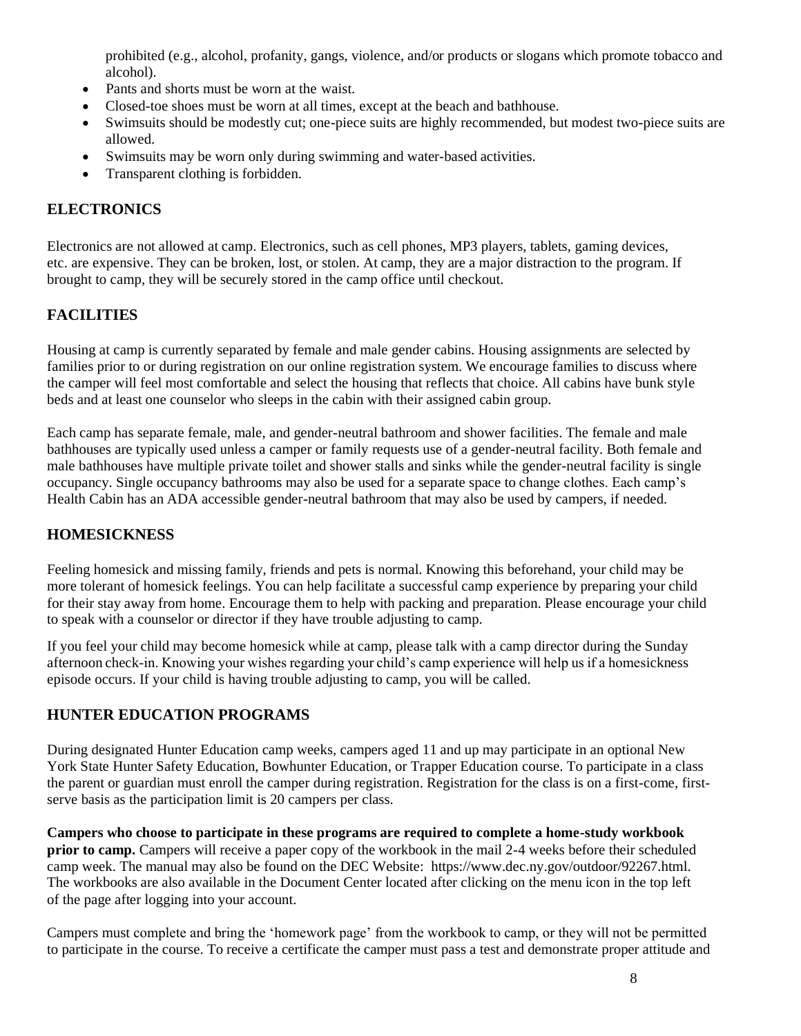prohibited (e.g., alcohol, profanity, gangs, violence, and/or products or slogans which promote tobacco and alcohol).

- Pants and shorts must be worn at the waist.
- Closed-toe shoes must be worn at all times, except at the beach and bathhouse.
- Swimsuits should be modestly cut; one-piece suits are highly recommended, but modest two-piece suits are allowed.
- Swimsuits may be worn only during swimming and water-based activities.
- Transparent clothing is forbidden.

## ELECTRONICS

Electronics are not allowed at camp. Electronics, such as cell phones, MP3 players, tablets, gaming devices, etc. are expensive. They can be broken, lost, or stolen. At camp, they are a major distraction to the program. If brought to camp, they will be securely stored in the camp office until checkout.

## FACILITIES

Housing at camp is currently separated by female and male gender cabins. Housing assignments are selected by families prior to or during registration on our online registration system. We encourage families to discuss where the camper will feel most comfortable and select the housing that reflects that choice. All cabins have bunk style beds and at least one counselor who sleeps in the cabin with their assigned cabin group.

Each camp has separate female, male, and gender-neutral bathroom and shower facilities. The female and male bathhouses are typically used unless a camper or family requests use of a gender-neutral facility. Both female and male bathhouses have multiple private toilet and shower stalls and sinks while the gender-neutral facility is single occupancy. Single occupancy bathrooms may also be used for a separate space to change clothes. Each camp's Health Cabin has an ADA accessible gender-neutral bathroom that may also be used by campers, if needed.

## HOMESICKNESS

Feeling homesick and missing family, friends and pets is normal. Knowing this beforehand, your child may be more tolerant of homesick feelings. You can help facilitate a successful camp experience by preparing your child for their stay away from home. Encourage them to help with packing and preparation. Please encourage your child to speak with a counselor or director if they have trouble adjusting to camp.

If you feel your child may become homesick while at camp, please talk with a camp director during the Sunday afternoon check-in. Knowing your wishes regarding your child's camp experience will help us if a homesickness episode occurs. If your child is having trouble adjusting to camp, you will be called.

## HUNTER EDUCATION PROGRAMS

During designated Hunter Education camp weeks, campers aged 11 and up may participate in an optional New York State Hunter Safety Education, Bowhunter Education, or Trapper Education course. To participate in a class the parent or guardian must enroll the camper during registration. Registration for the class is on a first-come, first-serve basis as the participation limit is 20 campers per class.

**Campers who choose to participate in these programs are required to complete a home-study workbook prior to camp.** Campers will receive a paper copy of the workbook in the mail 2-4 weeks before their scheduled camp week. The manual may also be found on the DEC Website: https://www.dec.ny.gov/outdoor/92267.html. The workbooks are also available in the Document Center located after clicking on the menu icon in the top left of the page after logging into your account.

Campers must complete and bring the 'homework page' from the workbook to camp, or they will not be permitted to participate in the course. To receive a certificate the camper must pass a test and demonstrate proper attitude and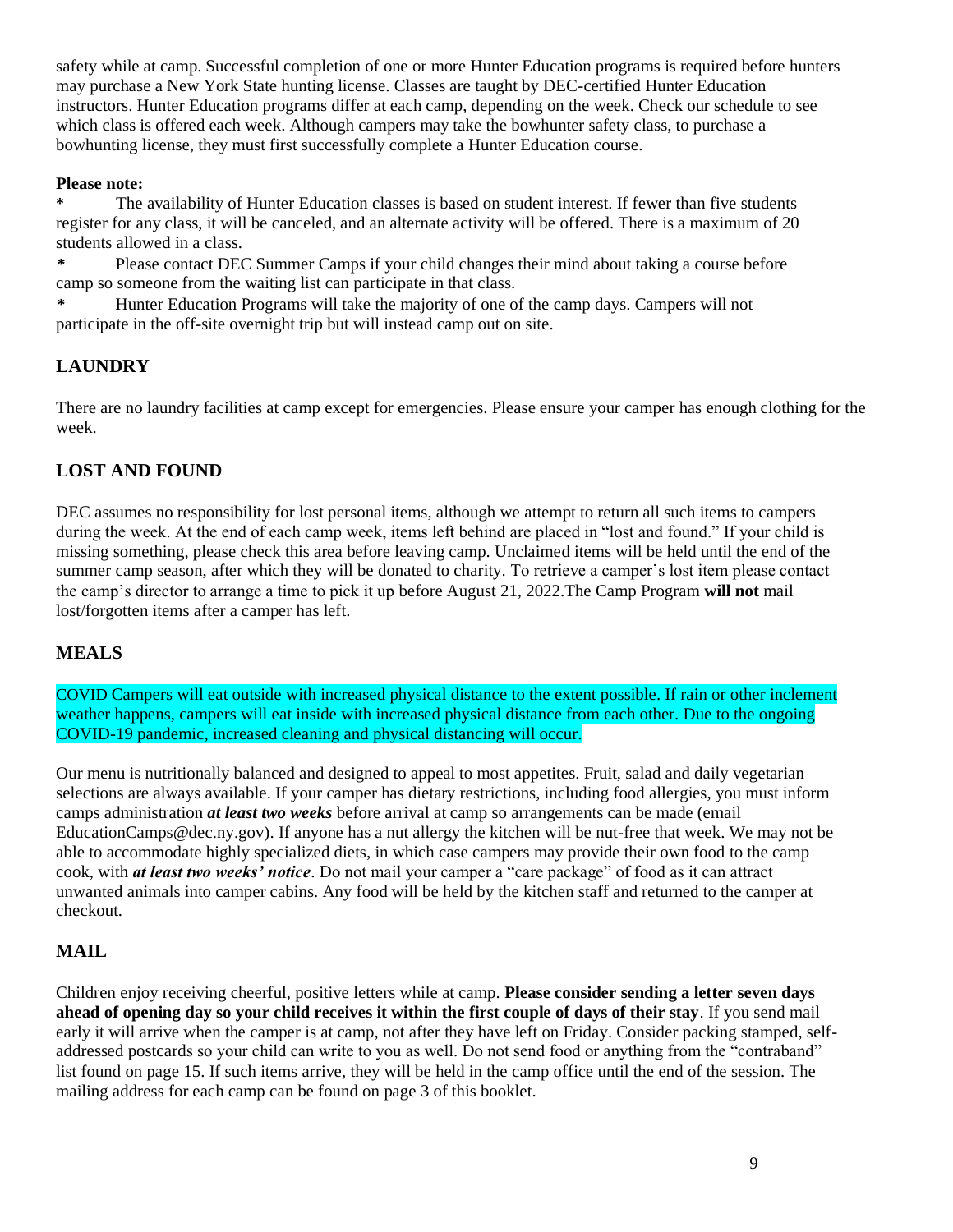safety while at camp. Successful completion of one or more Hunter Education programs is required before hunters may purchase a New York State hunting license. Classes are taught by DEC-certified Hunter Education instructors. Hunter Education programs differ at each camp, depending on the week. Check our schedule to see which class is offered each week. Although campers may take the bowhunter safety class, to purchase a bowhunting license, they must first successfully complete a Hunter Education course.

**Please note:**

* The availability of Hunter Education classes is based on student interest. If fewer than five students register for any class, it will be canceled, and an alternate activity will be offered. There is a maximum of 20 students allowed in a class.
* Please contact DEC Summer Camps if your child changes their mind about taking a course before camp so someone from the waiting list can participate in that class.
* Hunter Education Programs will take the majority of one of the camp days. Campers will not participate in the off-site overnight trip but will instead camp out on site.

## LAUNDRY

There are no laundry facilities at camp except for emergencies. Please ensure your camper has enough clothing for the week.

## LOST AND FOUND

DEC assumes no responsibility for lost personal items, although we attempt to return all such items to campers during the week. At the end of each camp week, items left behind are placed in "lost and found." If your child is missing something, please check this area before leaving camp. Unclaimed items will be held until the end of the summer camp season, after which they will be donated to charity. To retrieve a camper's lost item please contact the camp's director to arrange a time to pick it up before August 21, 2022.The Camp Program **will not** mail lost/forgotten items after a camper has left.

## MEALS

COVID Campers will eat outside with increased physical distance to the extent possible. If rain or other inclement weather happens, campers will eat inside with increased physical distance from each other. Due to the ongoing COVID-19 pandemic, increased cleaning and physical distancing will occur.

Our menu is nutritionally balanced and designed to appeal to most appetites. Fruit, salad and daily vegetarian selections are always available. If your camper has dietary restrictions, including food allergies, you must inform camps administration ***at least two weeks*** before arrival at camp so arrangements can be made (email EducationCamps@dec.ny.gov). If anyone has a nut allergy the kitchen will be nut-free that week. We may not be able to accommodate highly specialized diets, in which case campers may provide their own food to the camp cook, with ***at least two weeks' notice***. Do not mail your camper a "care package" of food as it can attract unwanted animals into camper cabins. Any food will be held by the kitchen staff and returned to the camper at checkout.

## MAIL

Children enjoy receiving cheerful, positive letters while at camp. **Please consider sending a letter seven days ahead of opening day so your child receives it within the first couple of days of their stay**. If you send mail early it will arrive when the camper is at camp, not after they have left on Friday. Consider packing stamped, self-addressed postcards so your child can write to you as well. Do not send food or anything from the "contraband" list found on page 15. If such items arrive, they will be held in the camp office until the end of the session. The mailing address for each camp can be found on page 3 of this booklet.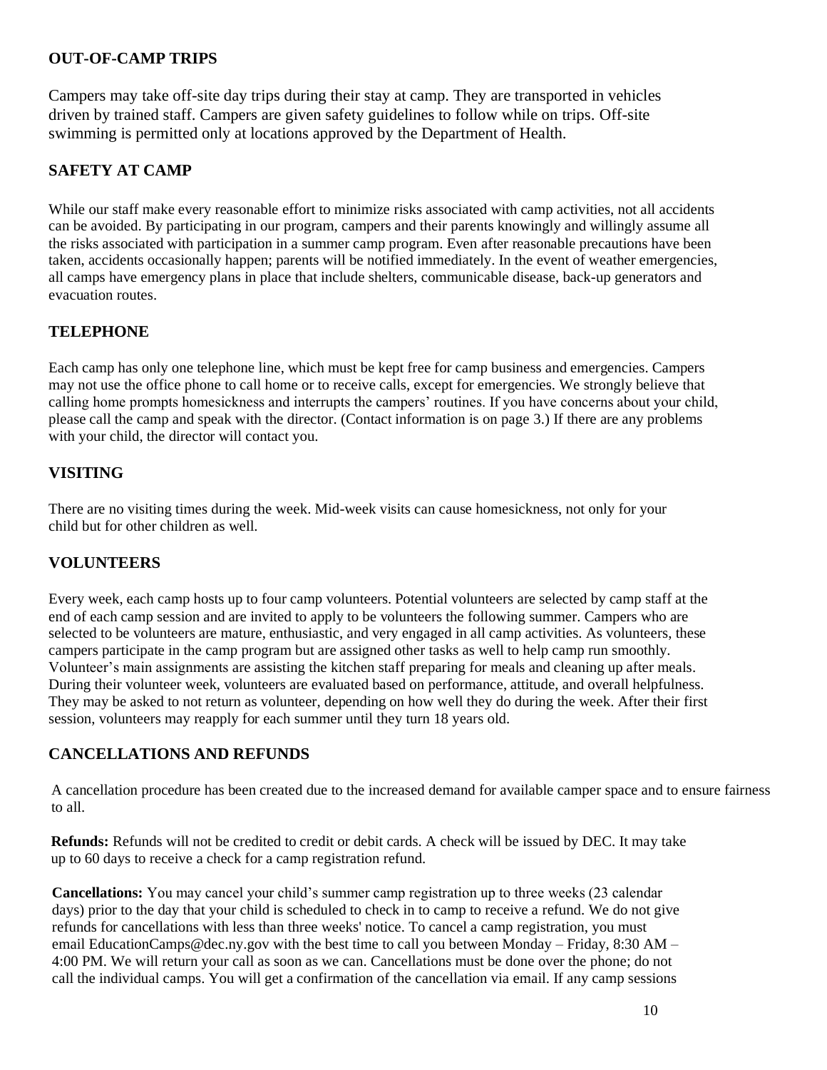## OUT-OF-CAMP TRIPS

Campers may take off-site day trips during their stay at camp. They are transported in vehicles driven by trained staff. Campers are given safety guidelines to follow while on trips. Off-site swimming is permitted only at locations approved by the Department of Health.

## SAFETY AT CAMP

While our staff make every reasonable effort to minimize risks associated with camp activities, not all accidents can be avoided. By participating in our program, campers and their parents knowingly and willingly assume all the risks associated with participation in a summer camp program. Even after reasonable precautions have been taken, accidents occasionally happen; parents will be notified immediately. In the event of weather emergencies, all camps have emergency plans in place that include shelters, communicable disease, back-up generators and evacuation routes.

## TELEPHONE

Each camp has only one telephone line, which must be kept free for camp business and emergencies. Campers may not use the office phone to call home or to receive calls, except for emergencies. We strongly believe that calling home prompts homesickness and interrupts the campers' routines. If you have concerns about your child, please call the camp and speak with the director. (Contact information is on page 3.) If there are any problems with your child, the director will contact you.

## VISITING

There are no visiting times during the week. Mid-week visits can cause homesickness, not only for your child but for other children as well.

## VOLUNTEERS

Every week, each camp hosts up to four camp volunteers. Potential volunteers are selected by camp staff at the end of each camp session and are invited to apply to be volunteers the following summer. Campers who are selected to be volunteers are mature, enthusiastic, and very engaged in all camp activities. As volunteers, these campers participate in the camp program but are assigned other tasks as well to help camp run smoothly. Volunteer's main assignments are assisting the kitchen staff preparing for meals and cleaning up after meals. During their volunteer week, volunteers are evaluated based on performance, attitude, and overall helpfulness. They may be asked to not return as volunteer, depending on how well they do during the week. After their first session, volunteers may reapply for each summer until they turn 18 years old.

## CANCELLATIONS AND REFUNDS

A cancellation procedure has been created due to the increased demand for available camper space and to ensure fairness to all.

**Refunds:** Refunds will not be credited to credit or debit cards. A check will be issued by DEC. It may take up to 60 days to receive a check for a camp registration refund.

**Cancellations:** You may cancel your child's summer camp registration up to three weeks (23 calendar days) prior to the day that your child is scheduled to check in to camp to receive a refund. We do not give refunds for cancellations with less than three weeks' notice. To cancel a camp registration, you must email EducationCamps@dec.ny.gov with the best time to call you between Monday – Friday, 8:30 AM – 4:00 PM. We will return your call as soon as we can. Cancellations must be done over the phone; do not call the individual camps. You will get a confirmation of the cancellation via email. If any camp sessions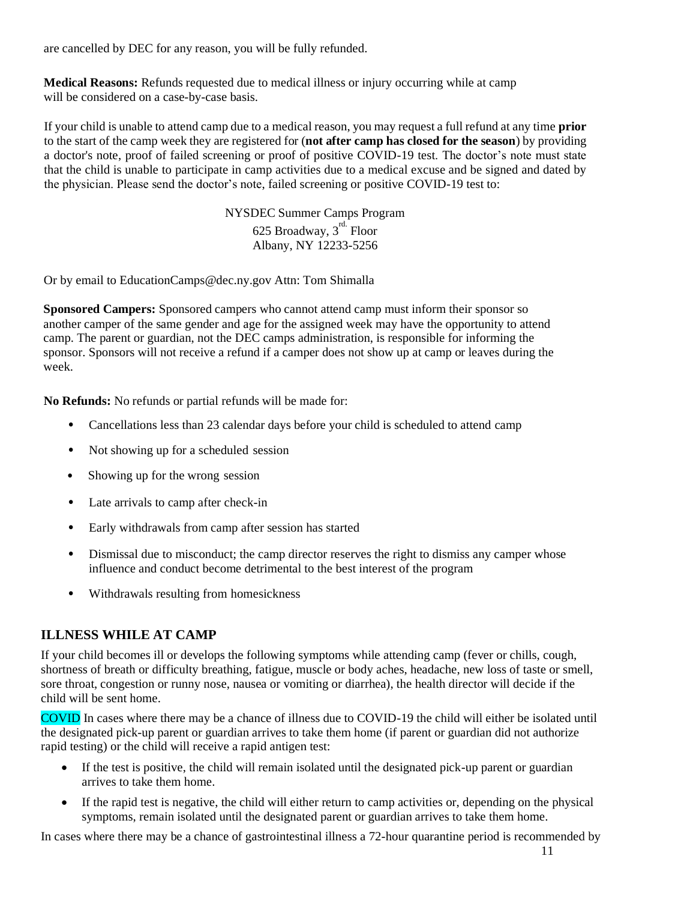are cancelled by DEC for any reason, you will be fully refunded.

**Medical Reasons:** Refunds requested due to medical illness or injury occurring while at camp will be considered on a case-by-case basis.

If your child is unable to attend camp due to a medical reason, you may request a full refund at any time **prior** to the start of the camp week they are registered for (**not after camp has closed for the season**) by providing a doctor's note, proof of failed screening or proof of positive COVID-19 test. The doctor's note must state that the child is unable to participate in camp activities due to a medical excuse and be signed and dated by the physician. Please send the doctor's note, failed screening or positive COVID-19 test to:

NYSDEC Summer Camps Program
625 Broadway, 3rd. Floor
Albany, NY 12233-5256

Or by email to EducationCamps@dec.ny.gov Attn: Tom Shimalla

**Sponsored Campers:** Sponsored campers who cannot attend camp must inform their sponsor so another camper of the same gender and age for the assigned week may have the opportunity to attend camp. The parent or guardian, not the DEC camps administration, is responsible for informing the sponsor. Sponsors will not receive a refund if a camper does not show up at camp or leaves during the week.

**No Refunds:** No refunds or partial refunds will be made for:

- Cancellations less than 23 calendar days before your child is scheduled to attend camp
- Not showing up for a scheduled session
- Showing up for the wrong session
- Late arrivals to camp after check-in
- Early withdrawals from camp after session has started
- Dismissal due to misconduct; the camp director reserves the right to dismiss any camper whose influence and conduct become detrimental to the best interest of the program
- Withdrawals resulting from homesickness

## ILLNESS WHILE AT CAMP

If your child becomes ill or develops the following symptoms while attending camp (fever or chills, cough, shortness of breath or difficulty breathing, fatigue, muscle or body aches, headache, new loss of taste or smell, sore throat, congestion or runny nose, nausea or vomiting or diarrhea), the health director will decide if the child will be sent home.

COVID In cases where there may be a chance of illness due to COVID-19 the child will either be isolated until the designated pick-up parent or guardian arrives to take them home (if parent or guardian did not authorize rapid testing) or the child will receive a rapid antigen test:

- If the test is positive, the child will remain isolated until the designated pick-up parent or guardian arrives to take them home.
- If the rapid test is negative, the child will either return to camp activities or, depending on the physical symptoms, remain isolated until the designated parent or guardian arrives to take them home.

In cases where there may be a chance of gastrointestinal illness a 72-hour quarantine period is recommended by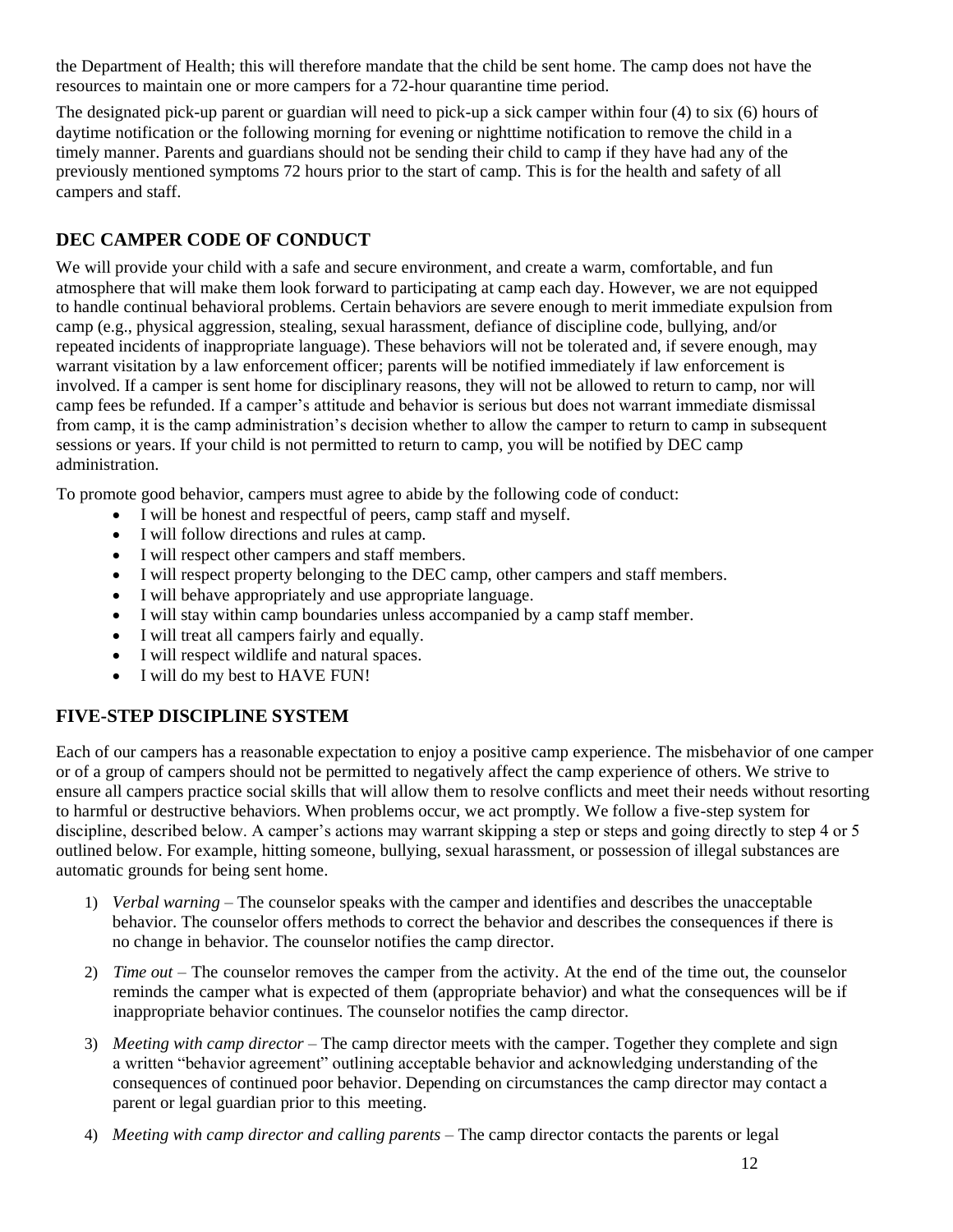the Department of Health; this will therefore mandate that the child be sent home. The camp does not have the resources to maintain one or more campers for a 72-hour quarantine time period.

The designated pick-up parent or guardian will need to pick-up a sick camper within four (4) to six (6) hours of daytime notification or the following morning for evening or nighttime notification to remove the child in a timely manner. Parents and guardians should not be sending their child to camp if they have had any of the previously mentioned symptoms 72 hours prior to the start of camp. This is for the health and safety of all campers and staff.

## DEC CAMPER CODE OF CONDUCT

We will provide your child with a safe and secure environment, and create a warm, comfortable, and fun atmosphere that will make them look forward to participating at camp each day. However, we are not equipped to handle continual behavioral problems. Certain behaviors are severe enough to merit immediate expulsion from camp (e.g., physical aggression, stealing, sexual harassment, defiance of discipline code, bullying, and/or repeated incidents of inappropriate language). These behaviors will not be tolerated and, if severe enough, may warrant visitation by a law enforcement officer; parents will be notified immediately if law enforcement is involved. If a camper is sent home for disciplinary reasons, they will not be allowed to return to camp, nor will camp fees be refunded. If a camper's attitude and behavior is serious but does not warrant immediate dismissal from camp, it is the camp administration's decision whether to allow the camper to return to camp in subsequent sessions or years. If your child is not permitted to return to camp, you will be notified by DEC camp administration.

To promote good behavior, campers must agree to abide by the following code of conduct:

- I will be honest and respectful of peers, camp staff and myself.
- I will follow directions and rules at camp.
- I will respect other campers and staff members.
- I will respect property belonging to the DEC camp, other campers and staff members.
- I will behave appropriately and use appropriate language.
- I will stay within camp boundaries unless accompanied by a camp staff member.
- I will treat all campers fairly and equally.
- I will respect wildlife and natural spaces.
- I will do my best to HAVE FUN!

## FIVE-STEP DISCIPLINE SYSTEM

Each of our campers has a reasonable expectation to enjoy a positive camp experience. The misbehavior of one camper or of a group of campers should not be permitted to negatively affect the camp experience of others. We strive to ensure all campers practice social skills that will allow them to resolve conflicts and meet their needs without resorting to harmful or destructive behaviors. When problems occur, we act promptly. We follow a five-step system for discipline, described below. A camper's actions may warrant skipping a step or steps and going directly to step 4 or 5 outlined below. For example, hitting someone, bullying, sexual harassment, or possession of illegal substances are automatic grounds for being sent home.

1) *Verbal warning* – The counselor speaks with the camper and identifies and describes the unacceptable behavior. The counselor offers methods to correct the behavior and describes the consequences if there is no change in behavior. The counselor notifies the camp director.
2) *Time out* – The counselor removes the camper from the activity. At the end of the time out, the counselor reminds the camper what is expected of them (appropriate behavior) and what the consequences will be if inappropriate behavior continues. The counselor notifies the camp director.
3) *Meeting with camp director* – The camp director meets with the camper. Together they complete and sign a written "behavior agreement" outlining acceptable behavior and acknowledging understanding of the consequences of continued poor behavior. Depending on circumstances the camp director may contact a parent or legal guardian prior to this meeting.
4) *Meeting with camp director and calling parents* – The camp director contacts the parents or legal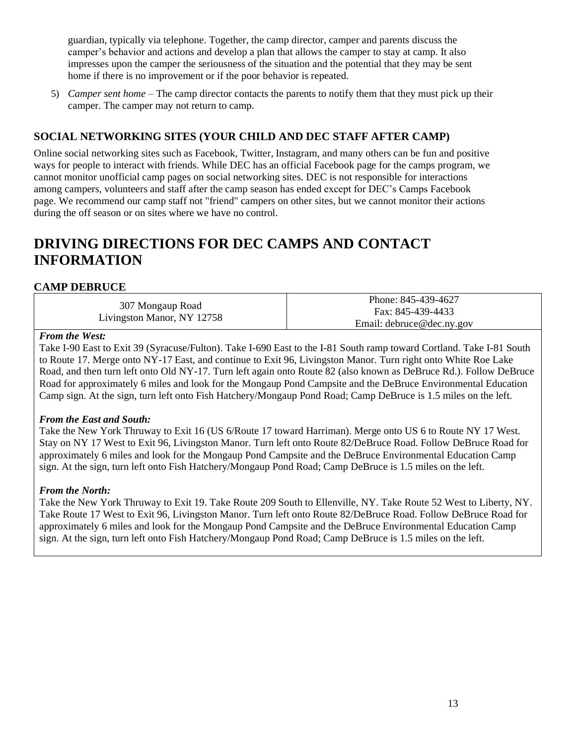guardian, typically via telephone. Together, the camp director, camper and parents discuss the camper's behavior and actions and develop a plan that allows the camper to stay at camp. It also impresses upon the camper the seriousness of the situation and the potential that they may be sent home if there is no improvement or if the poor behavior is repeated.

5) *Camper sent home* – The camp director contacts the parents to notify them that they must pick up their camper. The camper may not return to camp.

### SOCIAL NETWORKING SITES (YOUR CHILD AND DEC STAFF AFTER CAMP)

Online social networking sites such as Facebook, Twitter, Instagram, and many others can be fun and positive ways for people to interact with friends. While DEC has an official Facebook page for the camps program, we cannot monitor unofficial camp pages on social networking sites. DEC is not responsible for interactions among campers, volunteers and staff after the camp season has ended except for DEC's Camps Facebook page. We recommend our camp staff not "friend" campers on other sites, but we cannot monitor their actions during the off season or on sites where we have no control.

## DRIVING DIRECTIONS FOR DEC CAMPS AND CONTACT INFORMATION

### CAMP DEBRUCE

| 307 Mongaup Road<br>Livingston Manor, NY 12758 | Phone: 845-439-4627<br>Fax: 845-439-4433<br>Email: debruce@dec.ny.gov |
|---|---|

***From the West:***
Take I-90 East to Exit 39 (Syracuse/Fulton). Take I-690 East to the I-81 South ramp toward Cortland. Take I-81 South to Route 17. Merge onto NY-17 East, and continue to Exit 96, Livingston Manor. Turn right onto White Roe Lake Road, and then turn left onto Old NY-17. Turn left again onto Route 82 (also known as DeBruce Rd.). Follow DeBruce Road for approximately 6 miles and look for the Mongaup Pond Campsite and the DeBruce Environmental Education Camp sign. At the sign, turn left onto Fish Hatchery/Mongaup Pond Road; Camp DeBruce is 1.5 miles on the left.

***From the East and South:***
Take the New York Thruway to Exit 16 (US 6/Route 17 toward Harriman). Merge onto US 6 to Route NY 17 West. Stay on NY 17 West to Exit 96, Livingston Manor. Turn left onto Route 82/DeBruce Road. Follow DeBruce Road for approximately 6 miles and look for the Mongaup Pond Campsite and the DeBruce Environmental Education Camp sign. At the sign, turn left onto Fish Hatchery/Mongaup Pond Road; Camp DeBruce is 1.5 miles on the left.

***From the North:***
Take the New York Thruway to Exit 19. Take Route 209 South to Ellenville, NY. Take Route 52 West to Liberty, NY. Take Route 17 West to Exit 96, Livingston Manor. Turn left onto Route 82/DeBruce Road. Follow DeBruce Road for approximately 6 miles and look for the Mongaup Pond Campsite and the DeBruce Environmental Education Camp sign. At the sign, turn left onto Fish Hatchery/Mongaup Pond Road; Camp DeBruce is 1.5 miles on the left.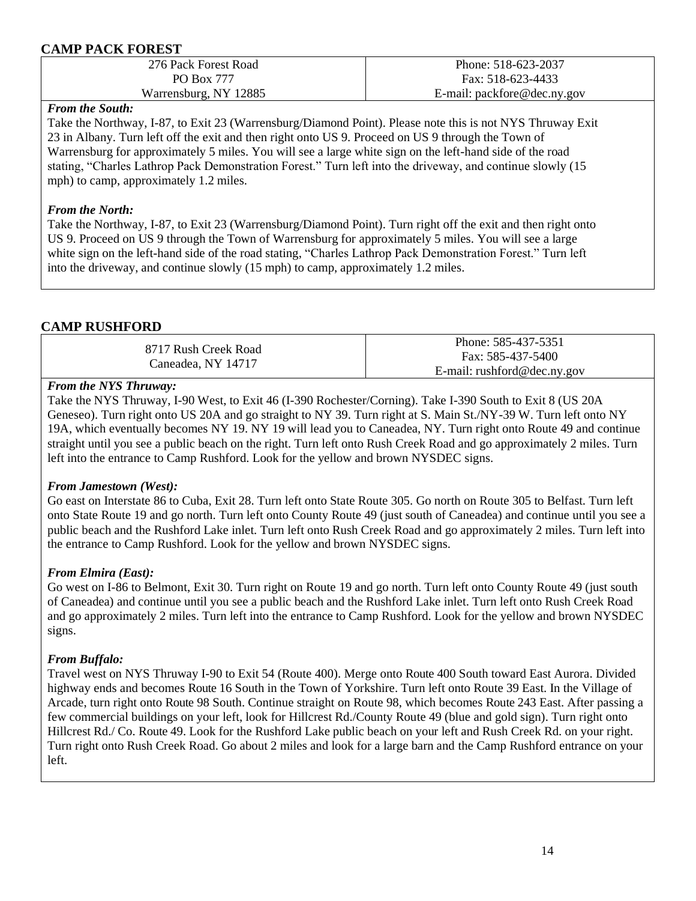## CAMP PACK FOREST

| 276 Pack Forest Road<br>PO Box 777<br>Warrensburg, NY 12885 | Phone: 518-623-2037<br>Fax: 518-623-4433<br>E-mail: packfore@dec.ny.gov |
|---|---|

***From the South:***

Take the Northway, I-87, to Exit 23 (Warrensburg/Diamond Point). Please note this is not NYS Thruway Exit 23 in Albany. Turn left off the exit and then right onto US 9. Proceed on US 9 through the Town of Warrensburg for approximately 5 miles. You will see a large white sign on the left-hand side of the road stating, "Charles Lathrop Pack Demonstration Forest." Turn left into the driveway, and continue slowly (15 mph) to camp, approximately 1.2 miles.

***From the North:***

Take the Northway, I-87, to Exit 23 (Warrensburg/Diamond Point). Turn right off the exit and then right onto US 9. Proceed on US 9 through the Town of Warrensburg for approximately 5 miles. You will see a large white sign on the left-hand side of the road stating, "Charles Lathrop Pack Demonstration Forest." Turn left into the driveway, and continue slowly (15 mph) to camp, approximately 1.2 miles.

## CAMP RUSHFORD

| 8717 Rush Creek Road<br>Caneadea, NY 14717 | Phone: 585-437-5351<br>Fax: 585-437-5400<br>E-mail: rushford@dec.ny.gov |
|---|---|

***From the NYS Thruway:***

Take the NYS Thruway, I-90 West, to Exit 46 (I-390 Rochester/Corning). Take I-390 South to Exit 8 (US 20A Geneseo). Turn right onto US 20A and go straight to NY 39. Turn right at S. Main St./NY-39 W. Turn left onto NY 19A, which eventually becomes NY 19. NY 19 will lead you to Caneadea, NY. Turn right onto Route 49 and continue straight until you see a public beach on the right. Turn left onto Rush Creek Road and go approximately 2 miles. Turn left into the entrance to Camp Rushford. Look for the yellow and brown NYSDEC signs.

***From Jamestown (West):***

Go east on Interstate 86 to Cuba, Exit 28. Turn left onto State Route 305. Go north on Route 305 to Belfast. Turn left onto State Route 19 and go north. Turn left onto County Route 49 (just south of Caneadea) and continue until you see a public beach and the Rushford Lake inlet. Turn left onto Rush Creek Road and go approximately 2 miles. Turn left into the entrance to Camp Rushford. Look for the yellow and brown NYSDEC signs.

***From Elmira (East):***

Go west on I-86 to Belmont, Exit 30. Turn right on Route 19 and go north. Turn left onto County Route 49 (just south of Caneadea) and continue until you see a public beach and the Rushford Lake inlet. Turn left onto Rush Creek Road and go approximately 2 miles. Turn left into the entrance to Camp Rushford. Look for the yellow and brown NYSDEC signs.

***From Buffalo:***

Travel west on NYS Thruway I-90 to Exit 54 (Route 400). Merge onto Route 400 South toward East Aurora. Divided highway ends and becomes Route 16 South in the Town of Yorkshire. Turn left onto Route 39 East. In the Village of Arcade, turn right onto Route 98 South. Continue straight on Route 98, which becomes Route 243 East. After passing a few commercial buildings on your left, look for Hillcrest Rd./County Route 49 (blue and gold sign). Turn right onto Hillcrest Rd./ Co. Route 49. Look for the Rushford Lake public beach on your left and Rush Creek Rd. on your right. Turn right onto Rush Creek Road. Go about 2 miles and look for a large barn and the Camp Rushford entrance on your left.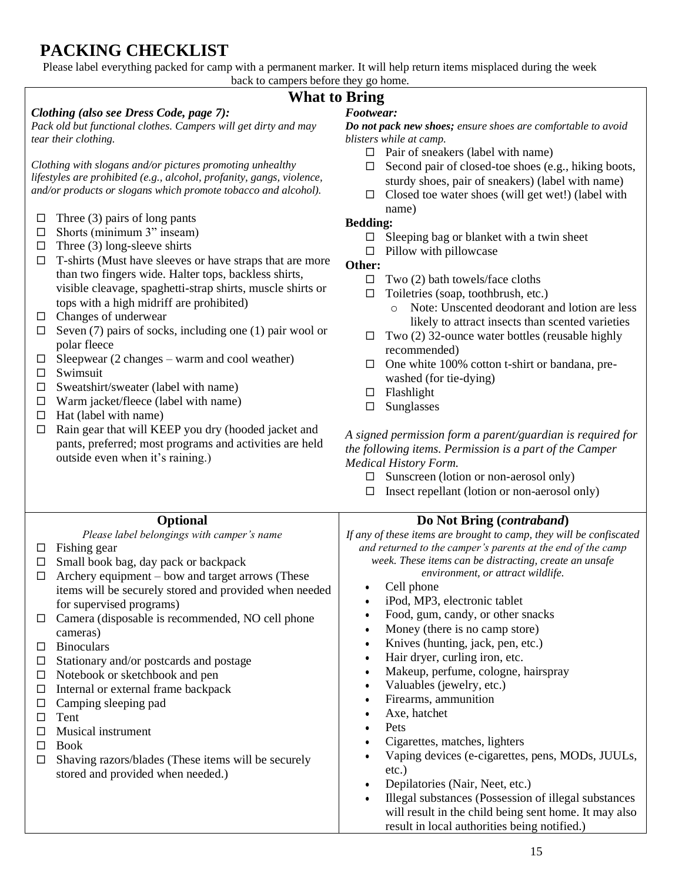# PACKING CHECKLIST

Please label everything packed for camp with a permanent marker. It will help return items misplaced during the week back to campers before they go home.

## What to Bring

***Clothing (also see Dress Code, page 7):***

*Pack old but functional clothes. Campers will get dirty and may tear their clothing.*

*Clothing with slogans and/or pictures promoting unhealthy lifestyles are prohibited (e.g., alcohol, profanity, gangs, violence, and/or products or slogans which promote tobacco and alcohol).*

- ☐ Three (3) pairs of long pants
- ☐ Shorts (minimum 3" inseam)
- ☐ Three (3) long-sleeve shirts
- ☐ T-shirts (Must have sleeves or have straps that are more than two fingers wide. Halter tops, backless shirts, visible cleavage, spaghetti-strap shirts, muscle shirts or tops with a high midriff are prohibited)
- ☐ Changes of underwear
- ☐ Seven (7) pairs of socks, including one (1) pair wool or polar fleece
- ☐ Sleepwear (2 changes – warm and cool weather)
- ☐ Swimsuit
- ☐ Sweatshirt/sweater (label with name)
- ☐ Warm jacket/fleece (label with name)
- ☐ Hat (label with name)
- ☐ Rain gear that will KEEP you dry (hooded jacket and pants, preferred; most programs and activities are held outside even when it's raining.)

***Footwear:***

***Do not pack new shoes;*** *ensure shoes are comfortable to avoid blisters while at camp.*

- ☐ Pair of sneakers (label with name)
- ☐ Second pair of closed-toe shoes (e.g., hiking boots, sturdy shoes, pair of sneakers) (label with name)
- ☐ Closed toe water shoes (will get wet!) (label with name)

**Bedding:**

- ☐ Sleeping bag or blanket with a twin sheet
- ☐ Pillow with pillowcase

**Other:**

- ☐ Two (2) bath towels/face cloths
- ☐ Toiletries (soap, toothbrush, etc.)
  - Note: Unscented deodorant and lotion are less likely to attract insects than scented varieties
- ☐ Two (2) 32-ounce water bottles (reusable highly recommended)
- ☐ One white 100% cotton t-shirt or bandana, pre-washed (for tie-dying)
- ☐ Flashlight
- ☐ Sunglasses

*A signed permission form a parent/guardian is required for the following items. Permission is a part of the Camper Medical History Form.*

- ☐ Sunscreen (lotion or non-aerosol only)
- ☐ Insect repellant (lotion or non-aerosol only)

## Optional

*Please label belongings with camper's name*

- ☐ Fishing gear
- ☐ Small book bag, day pack or backpack
- ☐ Archery equipment – bow and target arrows (These items will be securely stored and provided when needed for supervised programs)
- ☐ Camera (disposable is recommended, NO cell phone cameras)
- ☐ Binoculars
- ☐ Stationary and/or postcards and postage
- ☐ Notebook or sketchbook and pen
- ☐ Internal or external frame backpack
- ☐ Camping sleeping pad
- ☐ Tent
- ☐ Musical instrument
- ☐ Book
- ☐ Shaving razors/blades (These items will be securely stored and provided when needed.)

## Do Not Bring (*contraband*)

*If any of these items are brought to camp, they will be confiscated and returned to the camper's parents at the end of the camp week. These items can be distracting, create an unsafe environment, or attract wildlife.*

- Cell phone
- iPod, MP3, electronic tablet
- Food, gum, candy, or other snacks
- Money (there is no camp store)
- Knives (hunting, jack, pen, etc.)
- Hair dryer, curling iron, etc.
- Makeup, perfume, cologne, hairspray
- Valuables (jewelry, etc.)
- Firearms, ammunition
- Axe, hatchet
- Pets
- Cigarettes, matches, lighters
- Vaping devices (e-cigarettes, pens, MODs, JUULs, etc.)
- Depilatories (Nair, Neet, etc.)
- Illegal substances (Possession of illegal substances will result in the child being sent home. It may also result in local authorities being notified.)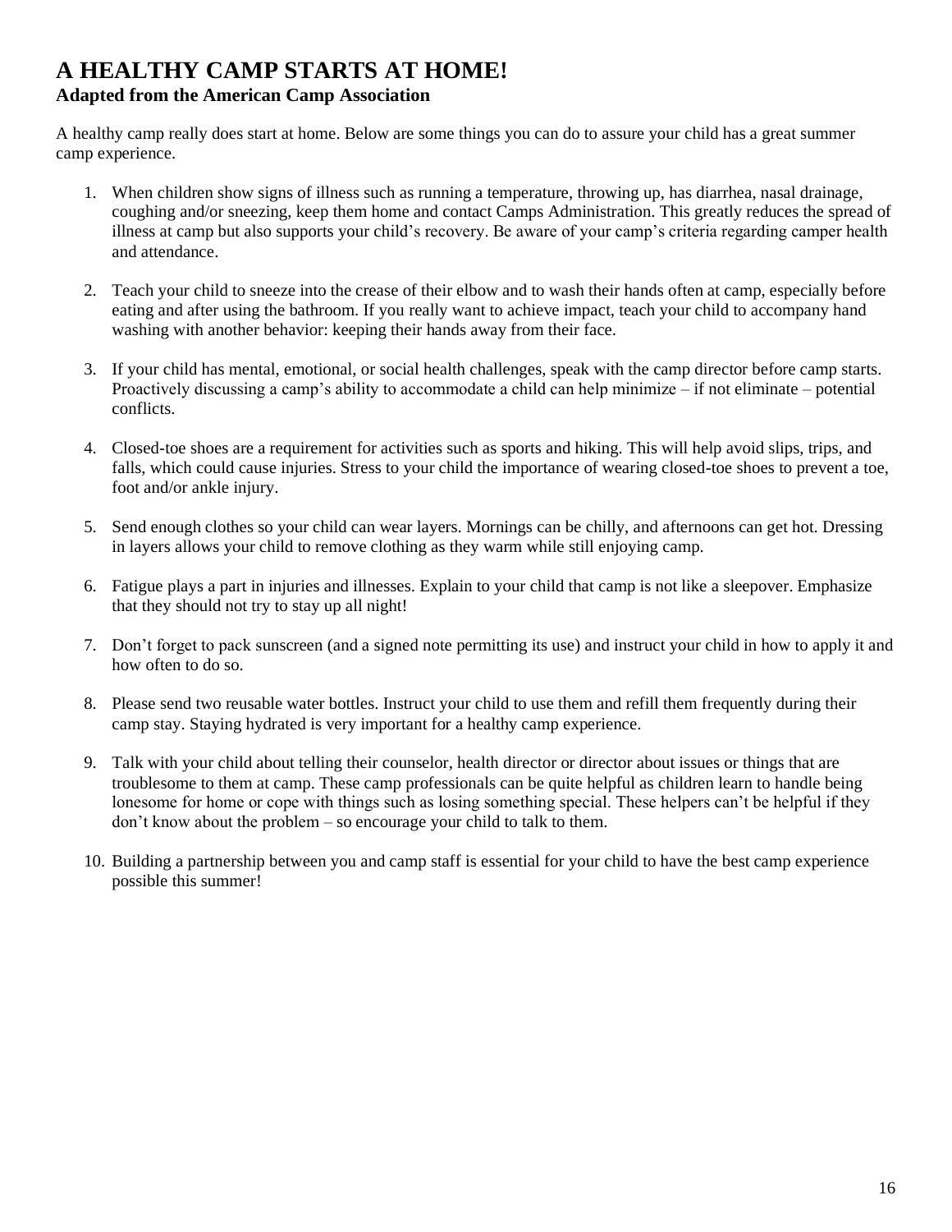# A HEALTHY CAMP STARTS AT HOME!

**Adapted from the American Camp Association**

A healthy camp really does start at home. Below are some things you can do to assure your child has a great summer camp experience.

1. When children show signs of illness such as running a temperature, throwing up, has diarrhea, nasal drainage, coughing and/or sneezing, keep them home and contact Camps Administration. This greatly reduces the spread of illness at camp but also supports your child's recovery. Be aware of your camp's criteria regarding camper health and attendance.

2. Teach your child to sneeze into the crease of their elbow and to wash their hands often at camp, especially before eating and after using the bathroom. If you really want to achieve impact, teach your child to accompany hand washing with another behavior: keeping their hands away from their face.

3. If your child has mental, emotional, or social health challenges, speak with the camp director before camp starts. Proactively discussing a camp's ability to accommodate a child can help minimize – if not eliminate – potential conflicts.

4. Closed-toe shoes are a requirement for activities such as sports and hiking. This will help avoid slips, trips, and falls, which could cause injuries. Stress to your child the importance of wearing closed-toe shoes to prevent a toe, foot and/or ankle injury.

5. Send enough clothes so your child can wear layers. Mornings can be chilly, and afternoons can get hot. Dressing in layers allows your child to remove clothing as they warm while still enjoying camp.

6. Fatigue plays a part in injuries and illnesses. Explain to your child that camp is not like a sleepover. Emphasize that they should not try to stay up all night!

7. Don't forget to pack sunscreen (and a signed note permitting its use) and instruct your child in how to apply it and how often to do so.

8. Please send two reusable water bottles. Instruct your child to use them and refill them frequently during their camp stay. Staying hydrated is very important for a healthy camp experience.

9. Talk with your child about telling their counselor, health director or director about issues or things that are troublesome to them at camp. These camp professionals can be quite helpful as children learn to handle being lonesome for home or cope with things such as losing something special. These helpers can't be helpful if they don't know about the problem – so encourage your child to talk to them.

10. Building a partnership between you and camp staff is essential for your child to have the best camp experience possible this summer!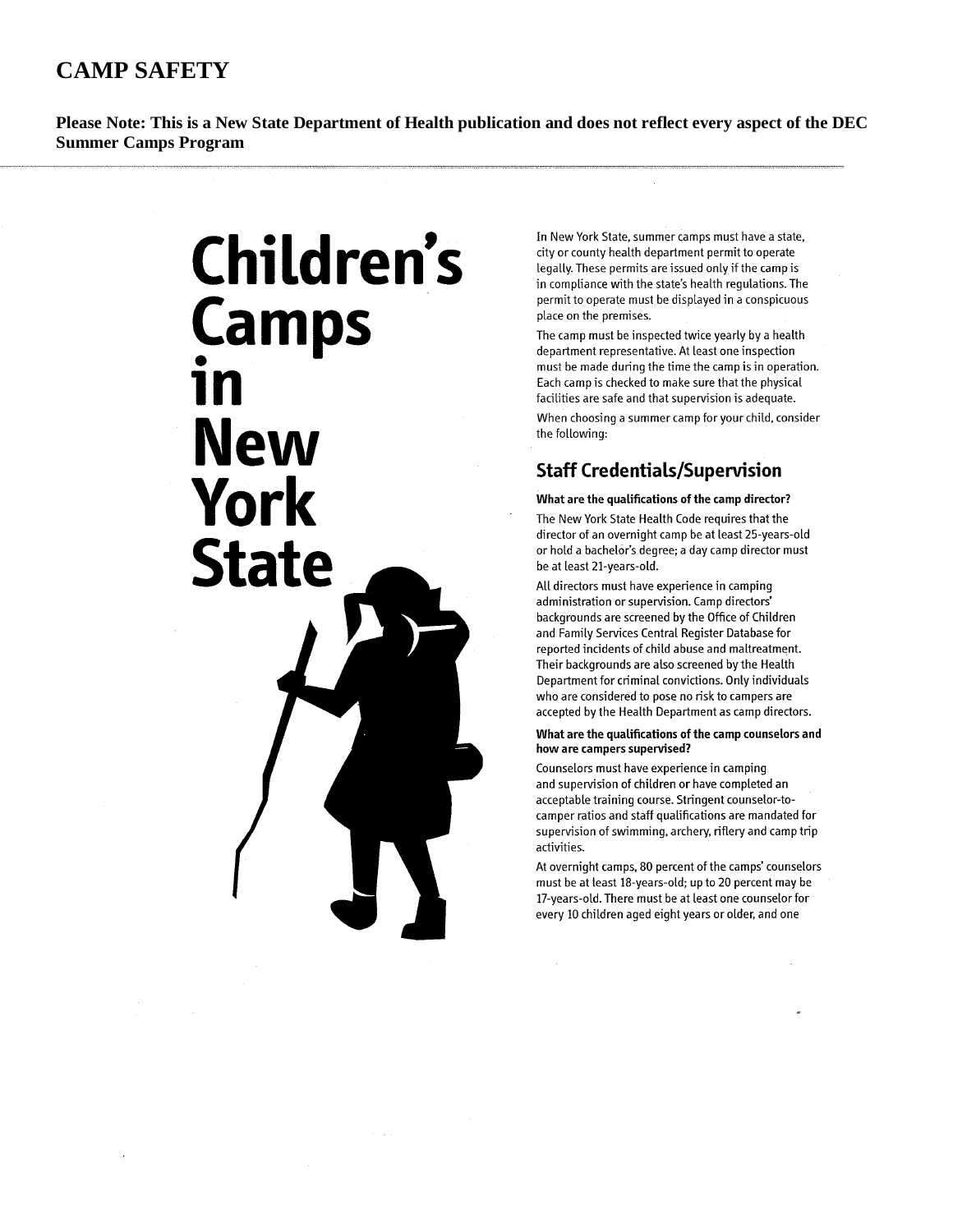# CAMP SAFETY

**Please Note: This is a New State Department of Health publication and does not reflect every aspect of the DEC Summer Camps Program**

# Children's Camps in New York State

In New York State, summer camps must have a state, city or county health department permit to operate legally. These permits are issued only if the camp is in compliance with the state's health regulations. The permit to operate must be displayed in a conspicuous place on the premises.

The camp must be inspected twice yearly by a health department representative. At least one inspection must be made during the time the camp is in operation. Each camp is checked to make sure that the physical facilities are safe and that supervision is adequate.

When choosing a summer camp for your child, consider the following:

## Staff Credentials/Supervision

**What are the qualifications of the camp director?**

The New York State Health Code requires that the director of an overnight camp be at least 25-years-old or hold a bachelor's degree; a day camp director must be at least 21-years-old.

All directors must have experience in camping administration or supervision. Camp directors' backgrounds are screened by the Office of Children and Family Services Central Register Database for reported incidents of child abuse and maltreatment. Their backgrounds are also screened by the Health Department for criminal convictions. Only individuals who are considered to pose no risk to campers are accepted by the Health Department as camp directors.

**What are the qualifications of the camp counselors and how are campers supervised?**

Counselors must have experience in camping and supervision of children or have completed an acceptable training course. Stringent counselor-to-camper ratios and staff qualifications are mandated for supervision of swimming, archery, riflery and camp trip activities.

At overnight camps, 80 percent of the camps' counselors must be at least 18-years-old; up to 20 percent may be 17-years-old. There must be at least one counselor for every 10 children aged eight years or older, and one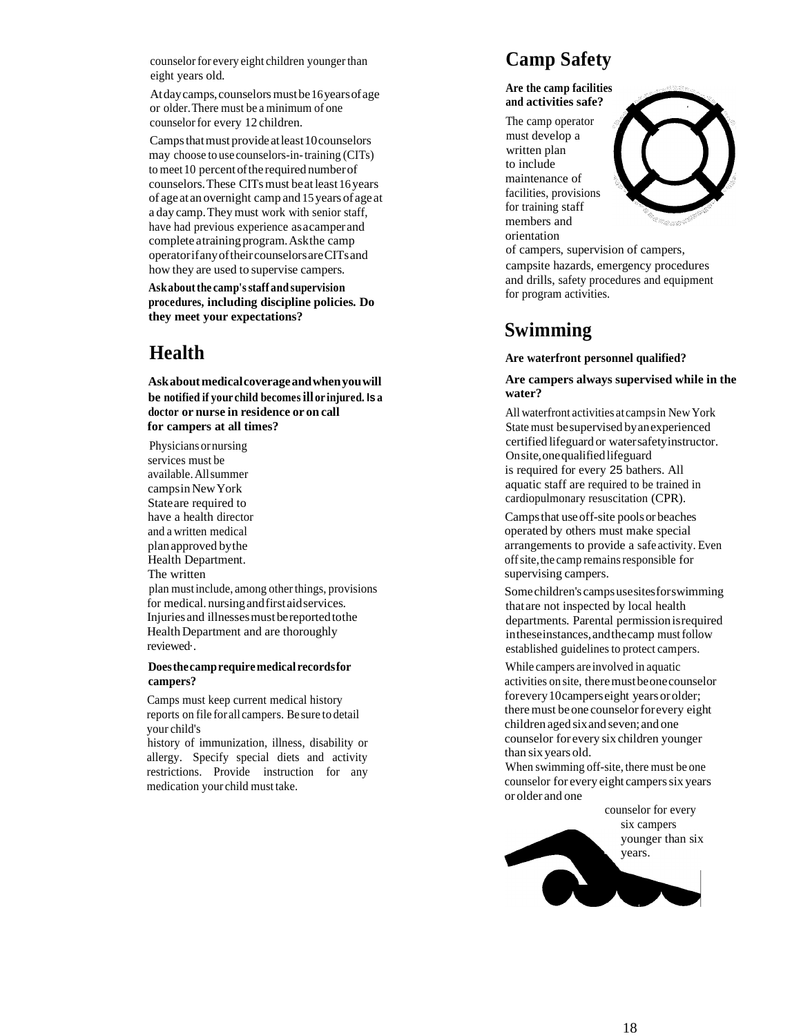counselor for every eight children younger than eight years old.

At day camps, counselors must be 16 years of age or older. There must be a minimum of one counselor for every 12 children.

Camps that must provide at least 10 counselors may choose to use counselors-in-training (CITs) to meet 10 percent of the required number of counselors. These CITs must be at least 16 years of age at an overnight camp and 15 years of age at a day camp. They must work with senior staff, have had previous experience as a camper and complete a training program. Ask the camp operator if any of their counselors are CITs and how they are used to supervise campers.

**Ask about the camp's staff and supervision procedures, including discipline policies. Do they meet your expectations?**

## Health

**Ask about medical coverage and when you will be notified if your child becomes ill or injured. Is a doctor or nurse in residence or on call for campers at all times?**

Physicians or nursing services must be available. All summer camps in New York State are required to have a health director and a written medical plan approved by the Health Department. The written plan must include, among other things, provisions for medical. nursing and first aid services. Injuries and illnesses must be reported to the Health Department and are thoroughly reviewed.

**Does the camp require medical records for campers?**

Camps must keep current medical history reports on file for all campers. Be sure to detail your child's history of immunization, illness, disability or allergy. Specify special diets and activity restrictions. Provide instruction for any medication your child must take.

## Camp Safety

**Are the camp facilities and activities safe?**

The camp operator must develop a written plan to include maintenance of facilities, provisions for training staff members and orientation of campers, supervision of campers, campsite hazards, emergency procedures and drills, safety procedures and equipment for program activities.

## Swimming

**Are waterfront personnel qualified?**

**Are campers always supervised while in the water?**

All waterfront activities at camps in New York State must be supervised by an experienced certified lifeguard or water safety instructor. On site, one qualified lifeguard is required for every 25 bathers. All aquatic staff are required to be trained in cardiopulmonary resuscitation (CPR).

Camps that use off-site pools or beaches operated by others must make special arrangements to provide a safe activity. Even off site, the camp remains responsible for supervising campers.

Some children's camps use sites for swimming that are not inspected by local health departments. Parental permission is required in these instances, and the camp must follow established guidelines to protect campers.

While campers are involved in aquatic activities on site, there must be one counselor for every 10 campers eight years or older; there must be one counselor for every eight children aged six and seven; and one counselor for every six children younger than six years old.

When swimming off-site, there must be one counselor for every eight campers six years or older and one counselor for every six campers younger than six years.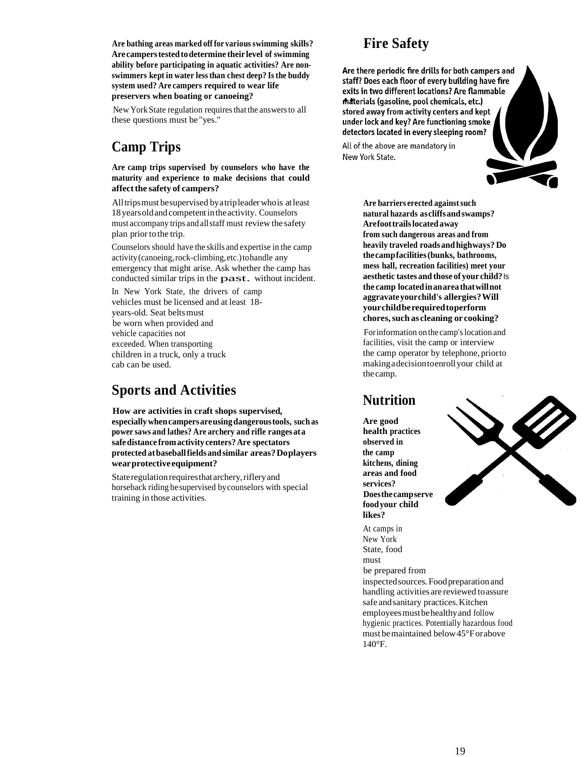**Are bathing areas marked off for various swimming skills? Are campers tested to determine their level of swimming ability before participating in aquatic activities? Are non-swimmers kept in water less than chest deep? Is the buddy system used? Are campers required to wear life preservers when boating or canoeing?**

New York State regulation requires that the answers to all these questions must be "yes."

## Camp Trips

**Are camp trips supervised by counselors who have the maturity and experience to make decisions that could affect the safety of campers?**

All trips must be supervised by a trip leader who is at least 18 years old and competent in the activity. Counselors must accompany trips and all staff must review the safety plan prior to the trip.

Counselors should have the skills and expertise in the camp activity (canoeing, rock-climbing, etc.) to handle any emergency that might arise. Ask whether the camp has conducted similar trips in the past. without incident.

In New York State, the drivers of camp vehicles must be licensed and at least 18-years-old. Seat belts must be worn when provided and vehicle capacities not exceeded. When transporting children in a truck, only a truck cab can be used.

## Sports and Activities

**How are activities in craft shops supervised, especially when campers are using dangerous tools, such as power saws and lathes? Are archery and rifle ranges at a safe distance from activity centers? Are spectators protected at baseball fields and similar areas? Do players wear protective equipment?**

State regulation requires that archery, riflery and horseback riding be supervised by counselors with special training in those activities.

## Fire Safety

**Are there periodic fire drills for both campers and staff? Does each floor of every building have fire exits in two different locations? Are flammable materials (gasoline, pool chemicals, etc.) stored away from activity centers and kept under lock and key? Are functioning smoke detectors located in every sleeping room?**

All of the above are mandatory in New York State.

**Are barriers erected against such natural hazards as cliffs and swamps? Are foot trails located away from such dangerous areas and from heavily traveled roads and highways? Do the camp facilities (bunks, bathrooms, mess hall, recreation facilities) meet your aesthetic tastes and those of your child? Is the camp located in an area that will not aggravate your child's allergies? Will your child be required to perform chores, such as cleaning or cooking?**

For information on the camp's location and facilities, visit the camp or interview the camp operator by telephone, prior to making a decision to enroll your child at the camp.

## Nutrition

**Are good health practices observed in the camp kitchens, dining areas and food services? Does the camp serve food your child likes?**

At camps in New York State, food must be prepared from inspected sources. Food preparation and handling activities are reviewed to assure safe and sanitary practices. Kitchen employees must be healthy and follow hygienic practices. Potentially hazardous food must be maintained below 45°F or above 140°F.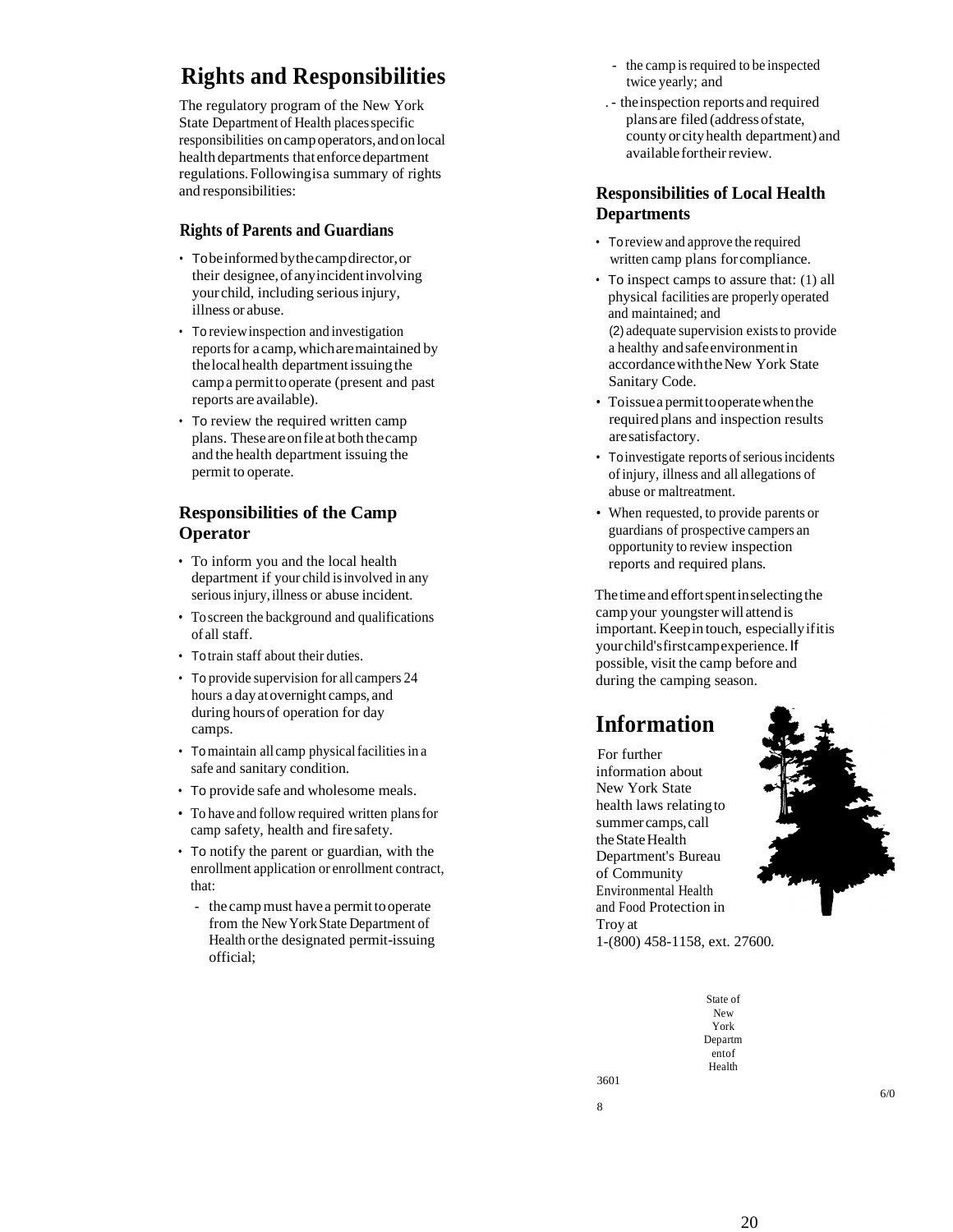# Rights and Responsibilities

The regulatory program of the New York State Department of Health places specific responsibilities on camp operators, and on local health departments that enforce department regulations. Following is a summary of rights and responsibilities:

## Rights of Parents and Guardians

- To be informed by the camp director, or their designee, of any incident involving your child, including serious injury, illness or abuse.
- To review inspection and investigation reports for a camp, which are maintained by the local health department issuing the camp a permit to operate (present and past reports are available).
- To review the required written camp plans. These are on file at both the camp and the health department issuing the permit to operate.

## Responsibilities of the Camp Operator

- To inform you and the local health department if your child is involved in any serious injury, illness or abuse incident.
- To screen the background and qualifications of all staff.
- To train staff about their duties.
- To provide supervision for all campers 24 hours a day at overnight camps, and during hours of operation for day camps.
- To maintain all camp physical facilities in a safe and sanitary condition.
- To provide safe and wholesome meals.
- To have and follow required written plans for camp safety, health and fire safety.
- To notify the parent or guardian, with the enrollment application or enrollment contract, that:
  - the camp must have a permit to operate from the New York State Department of Health or the designated permit-issuing official;
  - the camp is required to be inspected twice yearly; and
  - the inspection reports and required plans are filed (address of state, county or city health department) and available for their review.

## Responsibilities of Local Health Departments

- To review and approve the required written camp plans for compliance.
- To inspect camps to assure that: (1) all physical facilities are properly operated and maintained; and (2) adequate supervision exists to provide a healthy and safe environment in accordance with the New York State Sanitary Code.
- To issue a permit to operate when the required plans and inspection results are satisfactory.
- To investigate reports of serious incidents of injury, illness and all allegations of abuse or maltreatment.
- When requested, to provide parents or guardians of prospective campers an opportunity to review inspection reports and required plans.

The time and effort spent in selecting the camp your youngster will attend is important. Keep in touch, especially if it is your child's first camp experience. If possible, visit the camp before and during the camping season.

# Information

For further information about New York State health laws relating to summer camps, call the State Health Department's Bureau of Community Environmental Health and Food Protection in Troy at 1-(800) 458-1158, ext. 27600.

State of New York Department of Health

3601

6/08